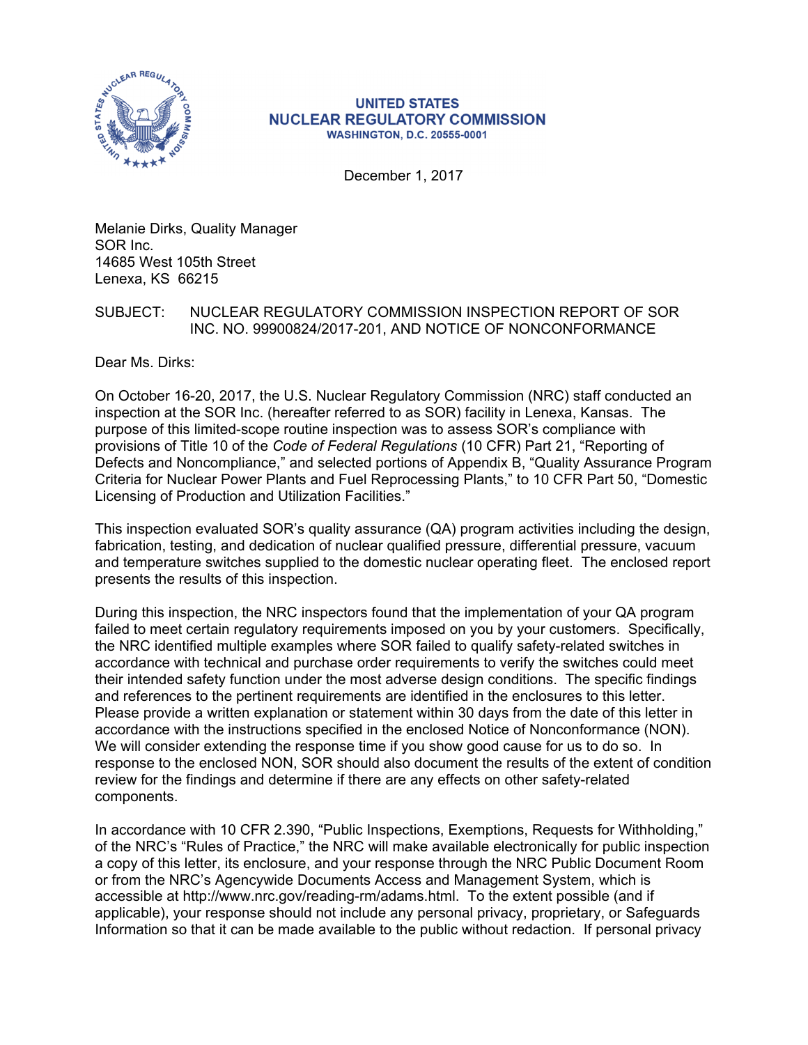**UNITED STATES**
**NUCLEAR REGULATORY COMMISSION**
**WASHINGTON, D.C. 20555-0001**

December 1, 2017

Melanie Dirks, Quality Manager
SOR Inc.
14685 West 105th Street
Lenexa, KS 66215

SUBJECT: NUCLEAR REGULATORY COMMISSION INSPECTION REPORT OF SOR INC. NO. 99900824/2017-201, AND NOTICE OF NONCONFORMANCE

Dear Ms. Dirks:

On October 16-20, 2017, the U.S. Nuclear Regulatory Commission (NRC) staff conducted an inspection at the SOR Inc. (hereafter referred to as SOR) facility in Lenexa, Kansas. The purpose of this limited-scope routine inspection was to assess SOR's compliance with provisions of Title 10 of the *Code of Federal Regulations* (10 CFR) Part 21, "Reporting of Defects and Noncompliance," and selected portions of Appendix B, "Quality Assurance Program Criteria for Nuclear Power Plants and Fuel Reprocessing Plants," to 10 CFR Part 50, "Domestic Licensing of Production and Utilization Facilities."

This inspection evaluated SOR's quality assurance (QA) program activities including the design, fabrication, testing, and dedication of nuclear qualified pressure, differential pressure, vacuum and temperature switches supplied to the domestic nuclear operating fleet. The enclosed report presents the results of this inspection.

During this inspection, the NRC inspectors found that the implementation of your QA program failed to meet certain regulatory requirements imposed on you by your customers. Specifically, the NRC identified multiple examples where SOR failed to qualify safety-related switches in accordance with technical and purchase order requirements to verify the switches could meet their intended safety function under the most adverse design conditions. The specific findings and references to the pertinent requirements are identified in the enclosures to this letter. Please provide a written explanation or statement within 30 days from the date of this letter in accordance with the instructions specified in the enclosed Notice of Nonconformance (NON). We will consider extending the response time if you show good cause for us to do so. In response to the enclosed NON, SOR should also document the results of the extent of condition review for the findings and determine if there are any effects on other safety-related components.

In accordance with 10 CFR 2.390, "Public Inspections, Exemptions, Requests for Withholding," of the NRC's "Rules of Practice," the NRC will make available electronically for public inspection a copy of this letter, its enclosure, and your response through the NRC Public Document Room or from the NRC's Agencywide Documents Access and Management System, which is accessible at http://www.nrc.gov/reading-rm/adams.html. To the extent possible (and if applicable), your response should not include any personal privacy, proprietary, or Safeguards Information so that it can be made available to the public without redaction. If personal privacy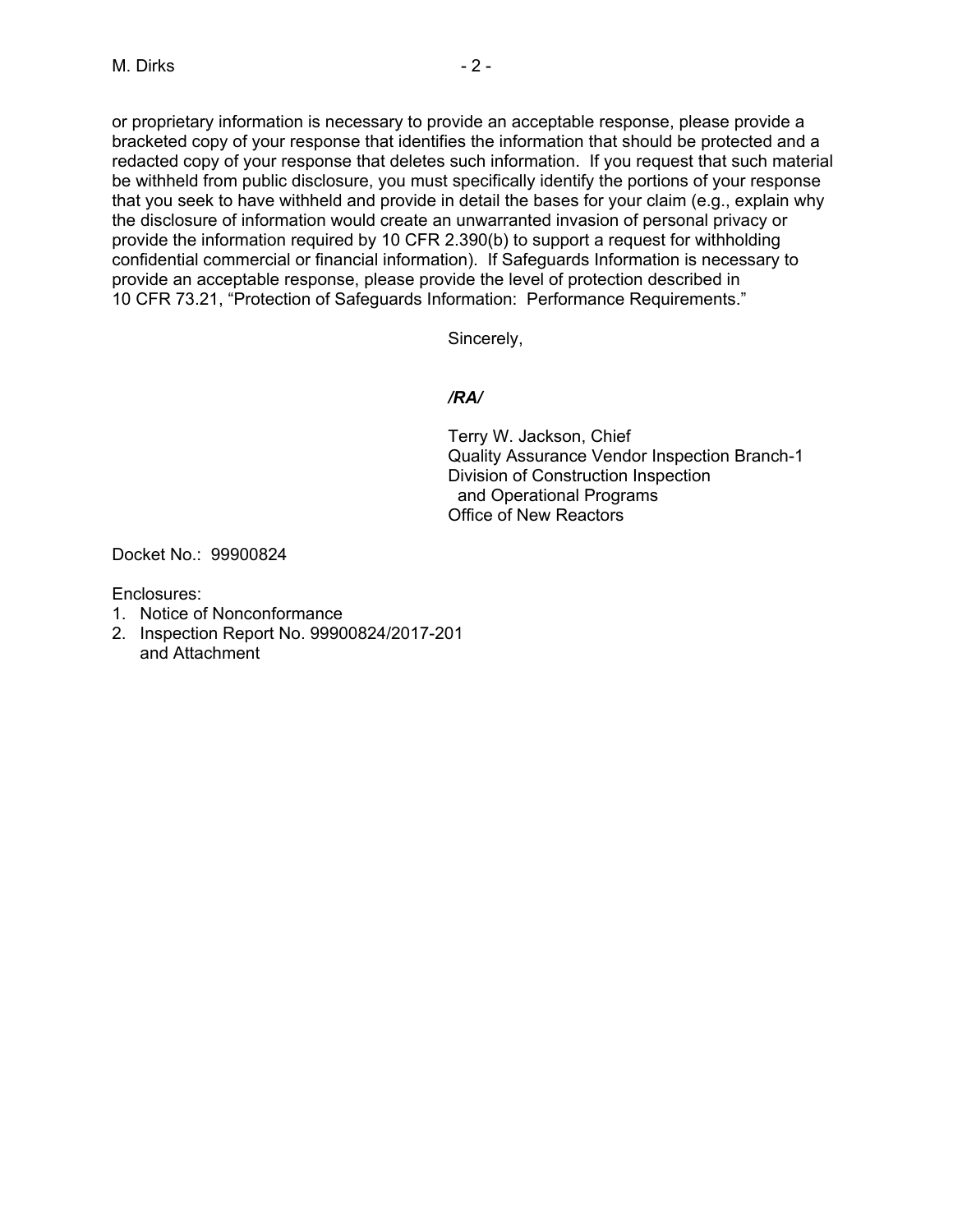or proprietary information is necessary to provide an acceptable response, please provide a bracketed copy of your response that identifies the information that should be protected and a redacted copy of your response that deletes such information. If you request that such material be withheld from public disclosure, you must specifically identify the portions of your response that you seek to have withheld and provide in detail the bases for your claim (e.g., explain why the disclosure of information would create an unwarranted invasion of personal privacy or provide the information required by 10 CFR 2.390(b) to support a request for withholding confidential commercial or financial information). If Safeguards Information is necessary to provide an acceptable response, please provide the level of protection described in 10 CFR 73.21, "Protection of Safeguards Information: Performance Requirements."

Sincerely,

***/RA/***

Terry W. Jackson, Chief
Quality Assurance Vendor Inspection Branch-1
Division of Construction Inspection
and Operational Programs
Office of New Reactors

Docket No.: 99900824

Enclosures:

1. Notice of Nonconformance
2. Inspection Report No. 99900824/2017-201
   and Attachment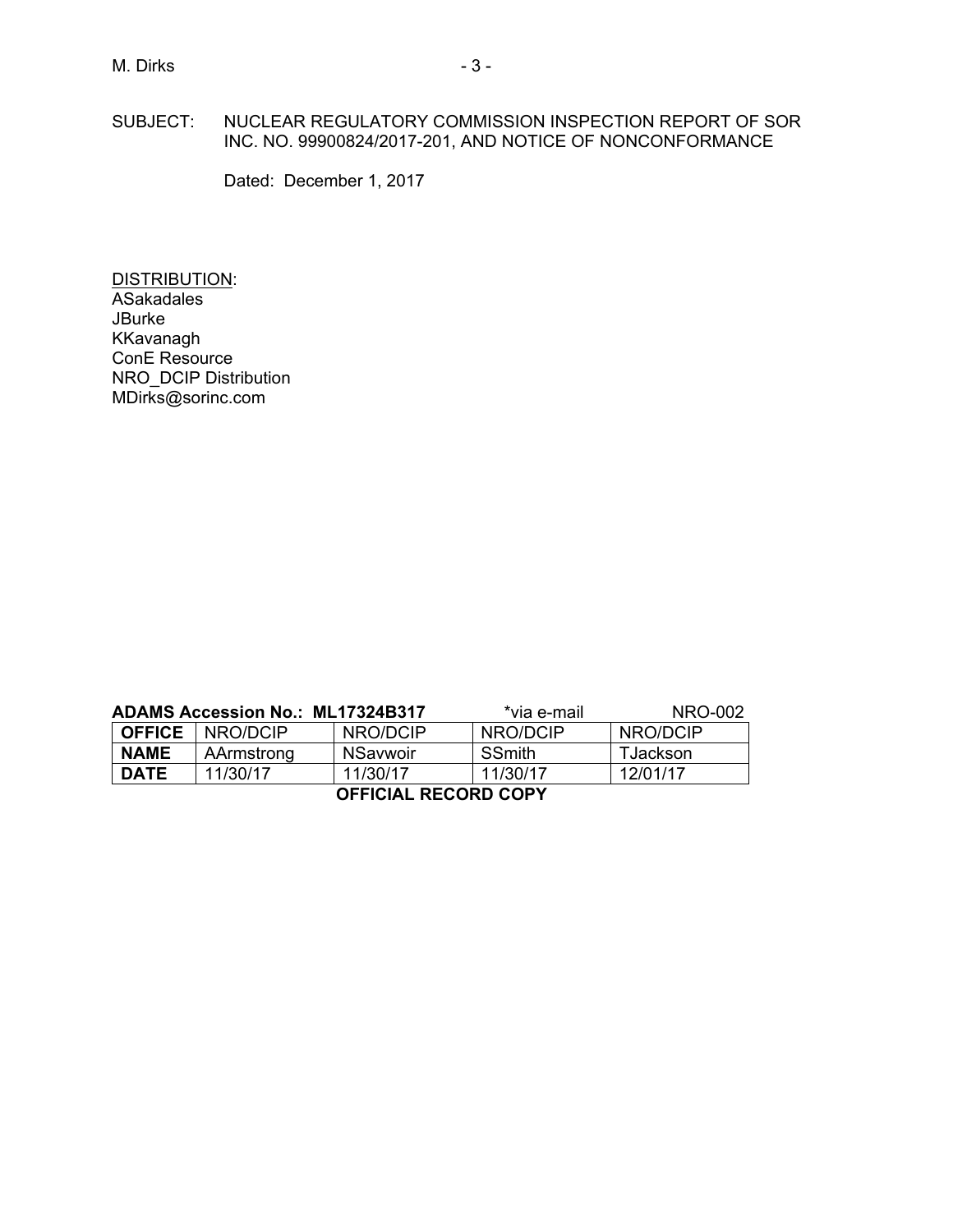SUBJECT: NUCLEAR REGULATORY COMMISSION INSPECTION REPORT OF SOR INC. NO. 99900824/2017-201, AND NOTICE OF NONCONFORMANCE

Dated: December 1, 2017

DISTRIBUTION:
ASakadales
JBurke
KKavanagh
ConE Resource
NRO_DCIP Distribution
MDirks@sorinc.com

**ADAMS Accession No.: ML17324B317** *via e-mail NRO-002

| **OFFICE** | NRO/DCIP | NRO/DCIP | NRO/DCIP | NRO/DCIP |
|---|---|---|---|---|
| **NAME** | AArmstrong | NSavwoir | SSmith | TJackson |
| **DATE** | 11/30/17 | 11/30/17 | 11/30/17 | 12/01/17 |

**OFFICIAL RECORD COPY**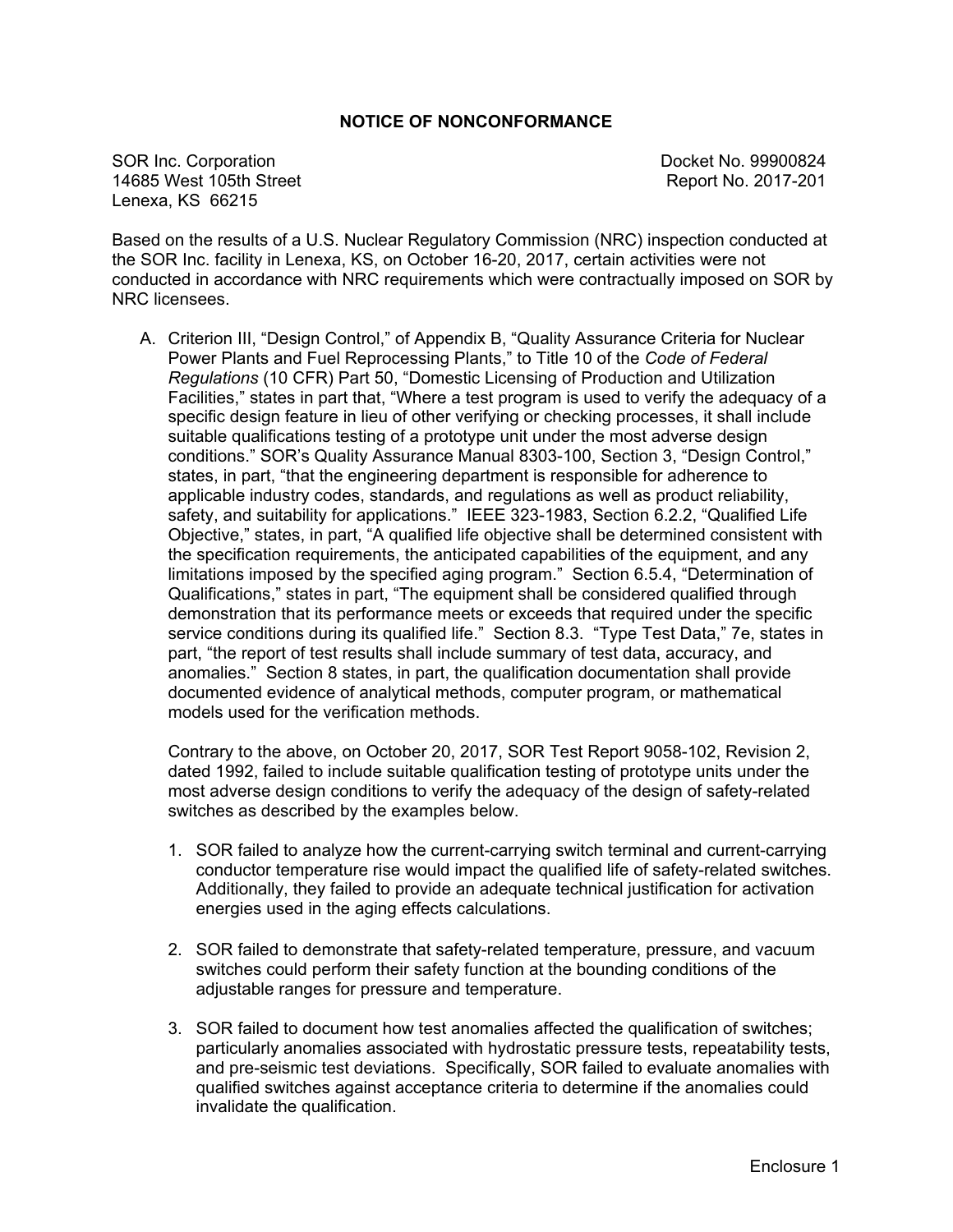## NOTICE OF NONCONFORMANCE

SOR Inc. Corporation
14685 West 105th Street
Lenexa, KS 66215

Docket No. 99900824
Report No. 2017-201

Based on the results of a U.S. Nuclear Regulatory Commission (NRC) inspection conducted at the SOR Inc. facility in Lenexa, KS, on October 16-20, 2017, certain activities were not conducted in accordance with NRC requirements which were contractually imposed on SOR by NRC licensees.

A. Criterion III, "Design Control," of Appendix B, "Quality Assurance Criteria for Nuclear Power Plants and Fuel Reprocessing Plants," to Title 10 of the *Code of Federal Regulations* (10 CFR) Part 50, "Domestic Licensing of Production and Utilization Facilities," states in part that, "Where a test program is used to verify the adequacy of a specific design feature in lieu of other verifying or checking processes, it shall include suitable qualifications testing of a prototype unit under the most adverse design conditions." SOR's Quality Assurance Manual 8303-100, Section 3, "Design Control," states, in part, "that the engineering department is responsible for adherence to applicable industry codes, standards, and regulations as well as product reliability, safety, and suitability for applications." IEEE 323-1983, Section 6.2.2, "Qualified Life Objective," states, in part, "A qualified life objective shall be determined consistent with the specification requirements, the anticipated capabilities of the equipment, and any limitations imposed by the specified aging program." Section 6.5.4, "Determination of Qualifications," states in part, "The equipment shall be considered qualified through demonstration that its performance meets or exceeds that required under the specific service conditions during its qualified life." Section 8.3. "Type Test Data," 7e, states in part, "the report of test results shall include summary of test data, accuracy, and anomalies." Section 8 states, in part, the qualification documentation shall provide documented evidence of analytical methods, computer program, or mathematical models used for the verification methods.

   Contrary to the above, on October 20, 2017, SOR Test Report 9058-102, Revision 2, dated 1992, failed to include suitable qualification testing of prototype units under the most adverse design conditions to verify the adequacy of the design of safety-related switches as described by the examples below.

   1. SOR failed to analyze how the current-carrying switch terminal and current-carrying conductor temperature rise would impact the qualified life of safety-related switches. Additionally, they failed to provide an adequate technical justification for activation energies used in the aging effects calculations.

   2. SOR failed to demonstrate that safety-related temperature, pressure, and vacuum switches could perform their safety function at the bounding conditions of the adjustable ranges for pressure and temperature.

   3. SOR failed to document how test anomalies affected the qualification of switches; particularly anomalies associated with hydrostatic pressure tests, repeatability tests, and pre-seismic test deviations. Specifically, SOR failed to evaluate anomalies with qualified switches against acceptance criteria to determine if the anomalies could invalidate the qualification.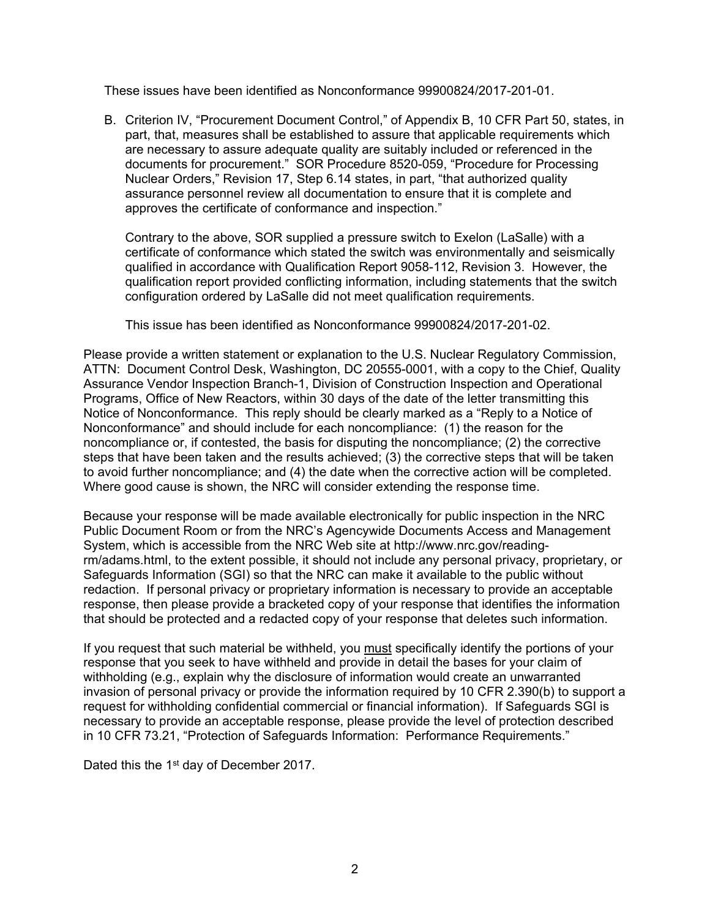These issues have been identified as Nonconformance 99900824/2017-201-01.

B. Criterion IV, "Procurement Document Control," of Appendix B, 10 CFR Part 50, states, in part, that, measures shall be established to assure that applicable requirements which are necessary to assure adequate quality are suitably included or referenced in the documents for procurement." SOR Procedure 8520-059, "Procedure for Processing Nuclear Orders," Revision 17, Step 6.14 states, in part, "that authorized quality assurance personnel review all documentation to ensure that it is complete and approves the certificate of conformance and inspection."

   Contrary to the above, SOR supplied a pressure switch to Exelon (LaSalle) with a certificate of conformance which stated the switch was environmentally and seismically qualified in accordance with Qualification Report 9058-112, Revision 3. However, the qualification report provided conflicting information, including statements that the switch configuration ordered by LaSalle did not meet qualification requirements.

   This issue has been identified as Nonconformance 99900824/2017-201-02.

Please provide a written statement or explanation to the U.S. Nuclear Regulatory Commission, ATTN: Document Control Desk, Washington, DC 20555-0001, with a copy to the Chief, Quality Assurance Vendor Inspection Branch-1, Division of Construction Inspection and Operational Programs, Office of New Reactors, within 30 days of the date of the letter transmitting this Notice of Nonconformance. This reply should be clearly marked as a "Reply to a Notice of Nonconformance" and should include for each noncompliance: (1) the reason for the noncompliance or, if contested, the basis for disputing the noncompliance; (2) the corrective steps that have been taken and the results achieved; (3) the corrective steps that will be taken to avoid further noncompliance; and (4) the date when the corrective action will be completed. Where good cause is shown, the NRC will consider extending the response time.

Because your response will be made available electronically for public inspection in the NRC Public Document Room or from the NRC's Agencywide Documents Access and Management System, which is accessible from the NRC Web site at http://www.nrc.gov/reading-rm/adams.html, to the extent possible, it should not include any personal privacy, proprietary, or Safeguards Information (SGI) so that the NRC can make it available to the public without redaction. If personal privacy or proprietary information is necessary to provide an acceptable response, then please provide a bracketed copy of your response that identifies the information that should be protected and a redacted copy of your response that deletes such information.

If you request that such material be withheld, you <u>must</u> specifically identify the portions of your response that you seek to have withheld and provide in detail the bases for your claim of withholding (e.g., explain why the disclosure of information would create an unwarranted invasion of personal privacy or provide the information required by 10 CFR 2.390(b) to support a request for withholding confidential commercial or financial information). If Safeguards SGI is necessary to provide an acceptable response, please provide the level of protection described in 10 CFR 73.21, "Protection of Safeguards Information: Performance Requirements."

Dated this the 1st day of December 2017.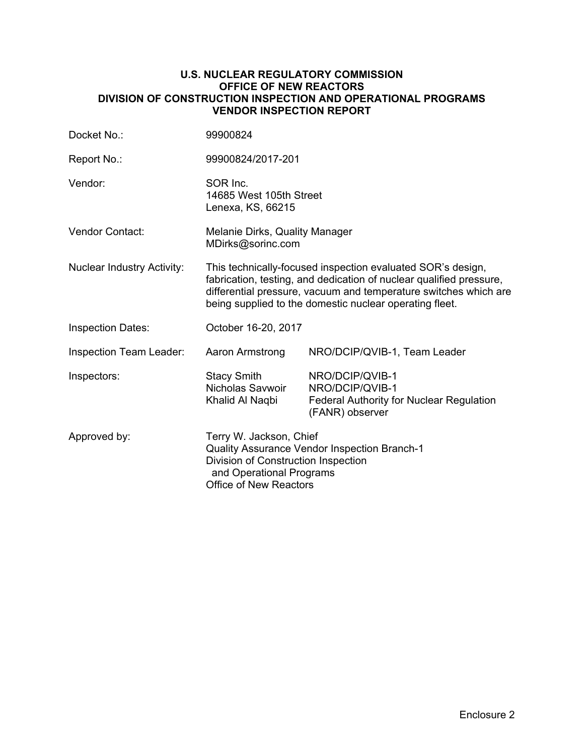**U.S. NUCLEAR REGULATORY COMMISSION**
**OFFICE OF NEW REACTORS**
**DIVISION OF CONSTRUCTION INSPECTION AND OPERATIONAL PROGRAMS**
**VENDOR INSPECTION REPORT**

| | | |
|---|---|---|
| Docket No.: | 99900824 | |
| Report No.: | 99900824/2017-201 | |
| Vendor: | SOR Inc.<br>14685 West 105th Street<br>Lenexa, KS, 66215 | |
| Vendor Contact: | Melanie Dirks, Quality Manager<br>MDirks@sorinc.com | |
| Nuclear Industry Activity: | This technically-focused inspection evaluated SOR's design, fabrication, testing, and dedication of nuclear qualified pressure, differential pressure, vacuum and temperature switches which are being supplied to the domestic nuclear operating fleet. | |
| Inspection Dates: | October 16-20, 2017 | |
| Inspection Team Leader: | Aaron Armstrong | NRO/DCIP/QVIB-1, Team Leader |
| Inspectors: | Stacy Smith | NRO/DCIP/QVIB-1 |
| | Nicholas Savwoir | NRO/DCIP/QVIB-1 |
| | Khalid Al Naqbi | Federal Authority for Nuclear Regulation (FANR) observer |
| Approved by: | Terry W. Jackson, Chief<br>Quality Assurance Vendor Inspection Branch-1<br>Division of Construction Inspection and Operational Programs<br>Office of New Reactors | |

Enclosure 2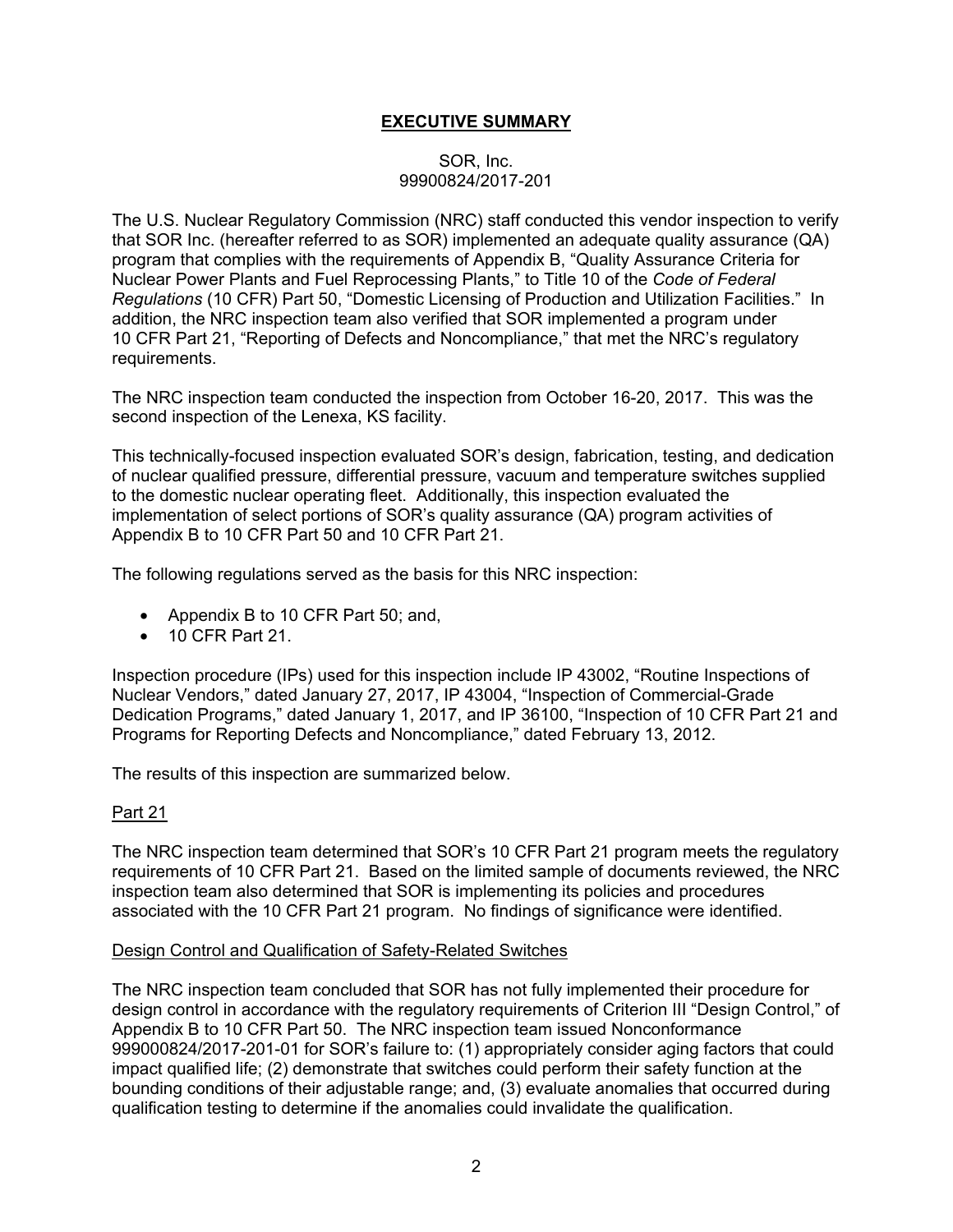# EXECUTIVE SUMMARY

SOR, Inc.
99900824/2017-201

The U.S. Nuclear Regulatory Commission (NRC) staff conducted this vendor inspection to verify that SOR Inc. (hereafter referred to as SOR) implemented an adequate quality assurance (QA) program that complies with the requirements of Appendix B, "Quality Assurance Criteria for Nuclear Power Plants and Fuel Reprocessing Plants," to Title 10 of the *Code of Federal Regulations* (10 CFR) Part 50, "Domestic Licensing of Production and Utilization Facilities." In addition, the NRC inspection team also verified that SOR implemented a program under 10 CFR Part 21, "Reporting of Defects and Noncompliance," that met the NRC's regulatory requirements.

The NRC inspection team conducted the inspection from October 16-20, 2017. This was the second inspection of the Lenexa, KS facility.

This technically-focused inspection evaluated SOR's design, fabrication, testing, and dedication of nuclear qualified pressure, differential pressure, vacuum and temperature switches supplied to the domestic nuclear operating fleet. Additionally, this inspection evaluated the implementation of select portions of SOR's quality assurance (QA) program activities of Appendix B to 10 CFR Part 50 and 10 CFR Part 21.

The following regulations served as the basis for this NRC inspection:

- Appendix B to 10 CFR Part 50; and,
- 10 CFR Part 21.

Inspection procedure (IPs) used for this inspection include IP 43002, "Routine Inspections of Nuclear Vendors," dated January 27, 2017, IP 43004, "Inspection of Commercial-Grade Dedication Programs," dated January 1, 2017, and IP 36100, "Inspection of 10 CFR Part 21 and Programs for Reporting Defects and Noncompliance," dated February 13, 2012.

The results of this inspection are summarized below.

## Part 21

The NRC inspection team determined that SOR's 10 CFR Part 21 program meets the regulatory requirements of 10 CFR Part 21. Based on the limited sample of documents reviewed, the NRC inspection team also determined that SOR is implementing its policies and procedures associated with the 10 CFR Part 21 program. No findings of significance were identified.

## Design Control and Qualification of Safety-Related Switches

The NRC inspection team concluded that SOR has not fully implemented their procedure for design control in accordance with the regulatory requirements of Criterion III "Design Control," of Appendix B to 10 CFR Part 50. The NRC inspection team issued Nonconformance 999000824/2017-201-01 for SOR's failure to: (1) appropriately consider aging factors that could impact qualified life; (2) demonstrate that switches could perform their safety function at the bounding conditions of their adjustable range; and, (3) evaluate anomalies that occurred during qualification testing to determine if the anomalies could invalidate the qualification.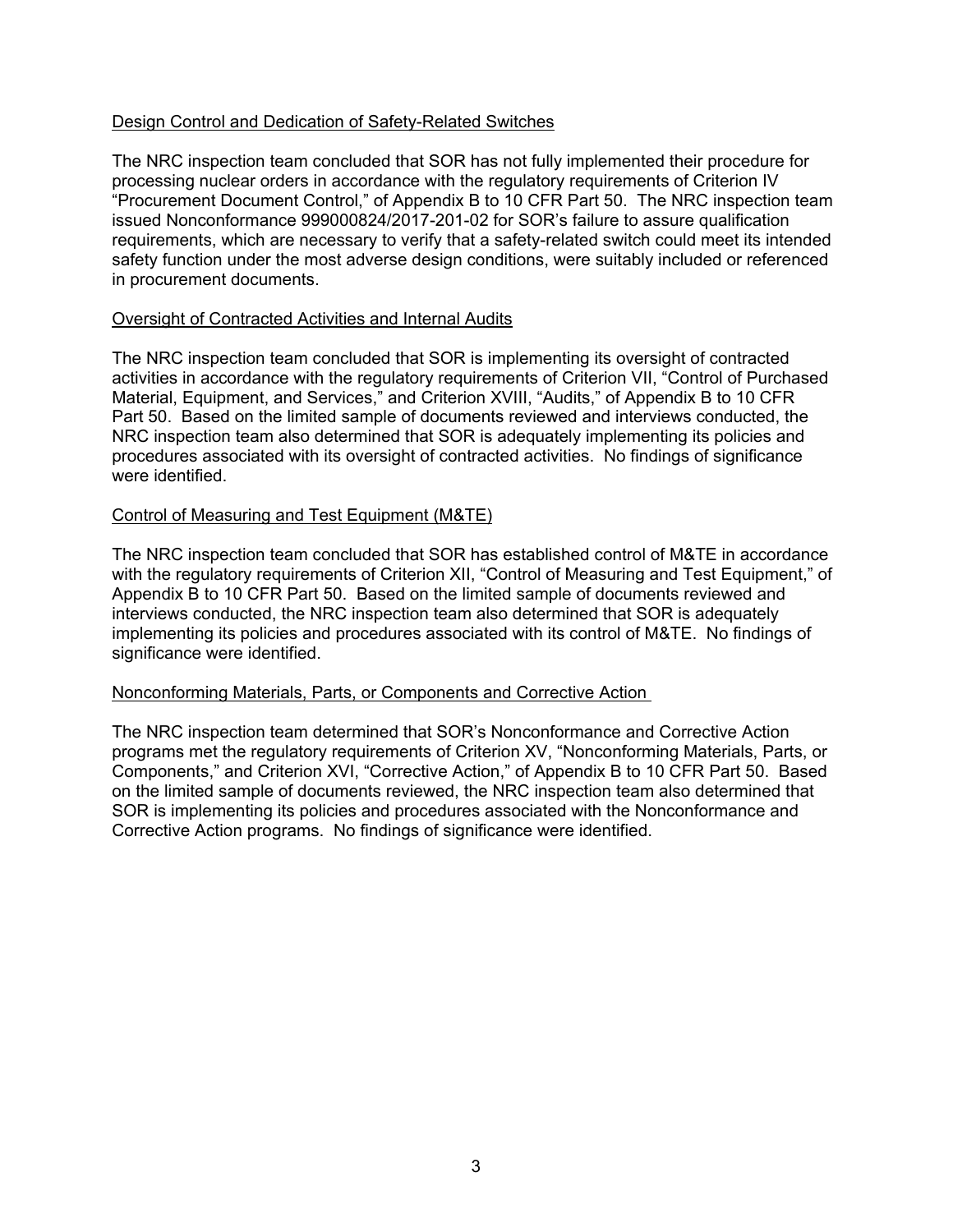## Design Control and Dedication of Safety-Related Switches

The NRC inspection team concluded that SOR has not fully implemented their procedure for processing nuclear orders in accordance with the regulatory requirements of Criterion IV "Procurement Document Control," of Appendix B to 10 CFR Part 50. The NRC inspection team issued Nonconformance 999000824/2017-201-02 for SOR's failure to assure qualification requirements, which are necessary to verify that a safety-related switch could meet its intended safety function under the most adverse design conditions, were suitably included or referenced in procurement documents.

## Oversight of Contracted Activities and Internal Audits

The NRC inspection team concluded that SOR is implementing its oversight of contracted activities in accordance with the regulatory requirements of Criterion VII, "Control of Purchased Material, Equipment, and Services," and Criterion XVIII, "Audits," of Appendix B to 10 CFR Part 50. Based on the limited sample of documents reviewed and interviews conducted, the NRC inspection team also determined that SOR is adequately implementing its policies and procedures associated with its oversight of contracted activities. No findings of significance were identified.

## Control of Measuring and Test Equipment (M&TE)

The NRC inspection team concluded that SOR has established control of M&TE in accordance with the regulatory requirements of Criterion XII, "Control of Measuring and Test Equipment," of Appendix B to 10 CFR Part 50. Based on the limited sample of documents reviewed and interviews conducted, the NRC inspection team also determined that SOR is adequately implementing its policies and procedures associated with its control of M&TE. No findings of significance were identified.

## Nonconforming Materials, Parts, or Components and Corrective Action

The NRC inspection team determined that SOR's Nonconformance and Corrective Action programs met the regulatory requirements of Criterion XV, "Nonconforming Materials, Parts, or Components," and Criterion XVI, "Corrective Action," of Appendix B to 10 CFR Part 50. Based on the limited sample of documents reviewed, the NRC inspection team also determined that SOR is implementing its policies and procedures associated with the Nonconformance and Corrective Action programs. No findings of significance were identified.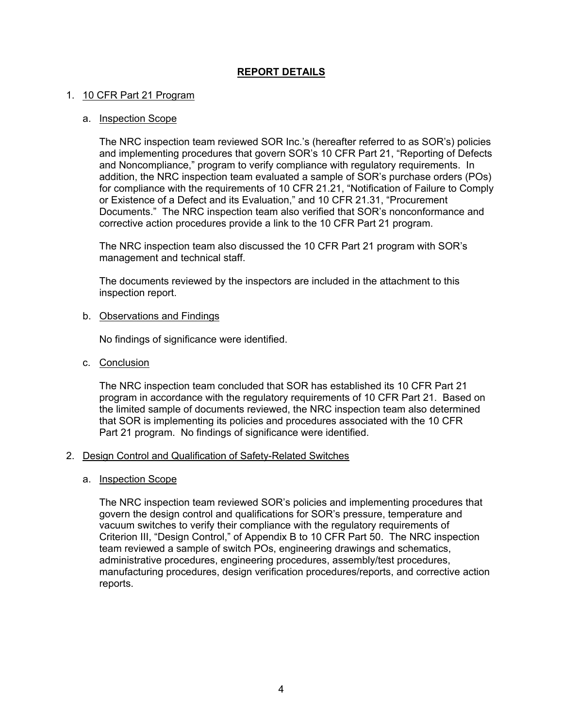## REPORT DETAILS

1. 10 CFR Part 21 Program

   a. Inspection Scope

   The NRC inspection team reviewed SOR Inc.'s (hereafter referred to as SOR's) policies and implementing procedures that govern SOR's 10 CFR Part 21, "Reporting of Defects and Noncompliance," program to verify compliance with regulatory requirements. In addition, the NRC inspection team evaluated a sample of SOR's purchase orders (POs) for compliance with the requirements of 10 CFR 21.21, "Notification of Failure to Comply or Existence of a Defect and its Evaluation," and 10 CFR 21.31, "Procurement Documents." The NRC inspection team also verified that SOR's nonconformance and corrective action procedures provide a link to the 10 CFR Part 21 program.

   The NRC inspection team also discussed the 10 CFR Part 21 program with SOR's management and technical staff.

   The documents reviewed by the inspectors are included in the attachment to this inspection report.

   b. Observations and Findings

   No findings of significance were identified.

   c. Conclusion

   The NRC inspection team concluded that SOR has established its 10 CFR Part 21 program in accordance with the regulatory requirements of 10 CFR Part 21. Based on the limited sample of documents reviewed, the NRC inspection team also determined that SOR is implementing its policies and procedures associated with the 10 CFR Part 21 program. No findings of significance were identified.

2. Design Control and Qualification of Safety-Related Switches

   a. Inspection Scope

   The NRC inspection team reviewed SOR's policies and implementing procedures that govern the design control and qualifications for SOR's pressure, temperature and vacuum switches to verify their compliance with the regulatory requirements of Criterion III, "Design Control," of Appendix B to 10 CFR Part 50. The NRC inspection team reviewed a sample of switch POs, engineering drawings and schematics, administrative procedures, engineering procedures, assembly/test procedures, manufacturing procedures, design verification procedures/reports, and corrective action reports.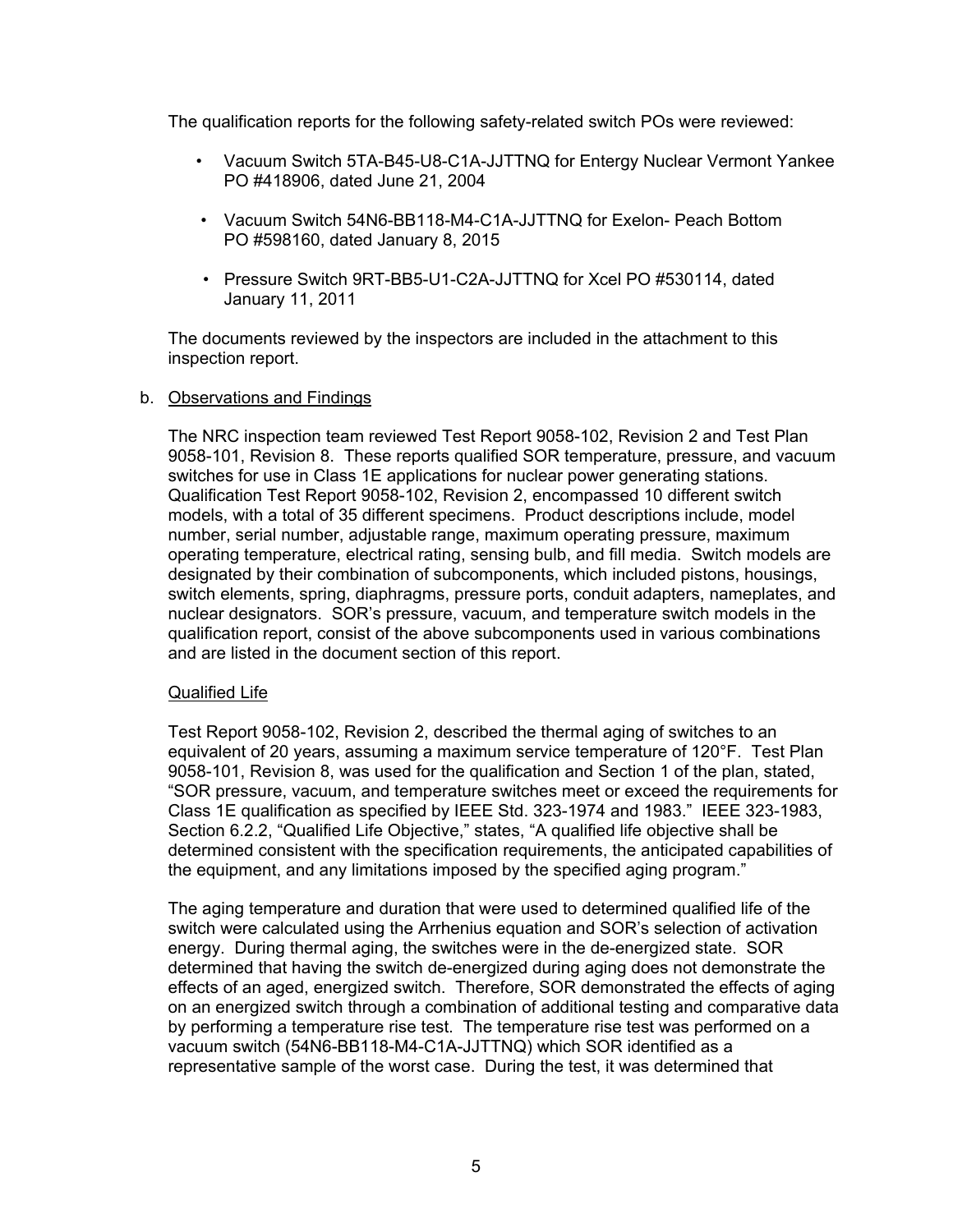The qualification reports for the following safety-related switch POs were reviewed:

- Vacuum Switch 5TA-B45-U8-C1A-JJTTNQ for Entergy Nuclear Vermont Yankee PO #418906, dated June 21, 2004
- Vacuum Switch 54N6-BB118-M4-C1A-JJTTNQ for Exelon- Peach Bottom PO #598160, dated January 8, 2015
- Pressure Switch 9RT-BB5-U1-C2A-JJTTNQ for Xcel PO #530114, dated January 11, 2011

The documents reviewed by the inspectors are included in the attachment to this inspection report.

b. Observations and Findings

The NRC inspection team reviewed Test Report 9058-102, Revision 2 and Test Plan 9058-101, Revision 8. These reports qualified SOR temperature, pressure, and vacuum switches for use in Class 1E applications for nuclear power generating stations. Qualification Test Report 9058-102, Revision 2, encompassed 10 different switch models, with a total of 35 different specimens. Product descriptions include, model number, serial number, adjustable range, maximum operating pressure, maximum operating temperature, electrical rating, sensing bulb, and fill media. Switch models are designated by their combination of subcomponents, which included pistons, housings, switch elements, spring, diaphragms, pressure ports, conduit adapters, nameplates, and nuclear designators. SOR's pressure, vacuum, and temperature switch models in the qualification report, consist of the above subcomponents used in various combinations and are listed in the document section of this report.

Qualified Life

Test Report 9058-102, Revision 2, described the thermal aging of switches to an equivalent of 20 years, assuming a maximum service temperature of 120°F. Test Plan 9058-101, Revision 8, was used for the qualification and Section 1 of the plan, stated, "SOR pressure, vacuum, and temperature switches meet or exceed the requirements for Class 1E qualification as specified by IEEE Std. 323-1974 and 1983." IEEE 323-1983, Section 6.2.2, "Qualified Life Objective," states, "A qualified life objective shall be determined consistent with the specification requirements, the anticipated capabilities of the equipment, and any limitations imposed by the specified aging program."

The aging temperature and duration that were used to determined qualified life of the switch were calculated using the Arrhenius equation and SOR's selection of activation energy. During thermal aging, the switches were in the de-energized state. SOR determined that having the switch de-energized during aging does not demonstrate the effects of an aged, energized switch. Therefore, SOR demonstrated the effects of aging on an energized switch through a combination of additional testing and comparative data by performing a temperature rise test. The temperature rise test was performed on a vacuum switch (54N6-BB118-M4-C1A-JJTTNQ) which SOR identified as a representative sample of the worst case. During the test, it was determined that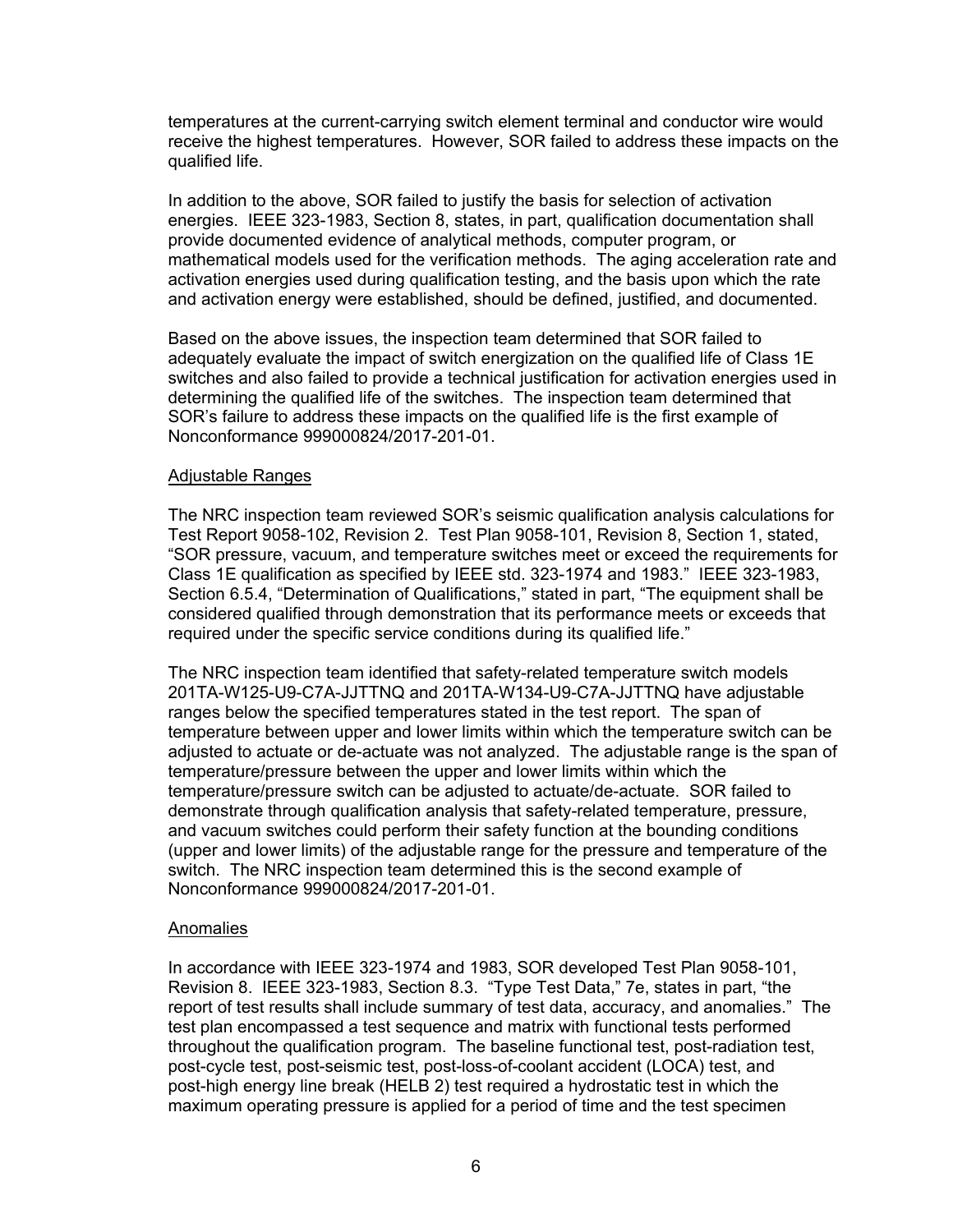temperatures at the current-carrying switch element terminal and conductor wire would receive the highest temperatures. However, SOR failed to address these impacts on the qualified life.

In addition to the above, SOR failed to justify the basis for selection of activation energies. IEEE 323-1983, Section 8, states, in part, qualification documentation shall provide documented evidence of analytical methods, computer program, or mathematical models used for the verification methods. The aging acceleration rate and activation energies used during qualification testing, and the basis upon which the rate and activation energy were established, should be defined, justified, and documented.

Based on the above issues, the inspection team determined that SOR failed to adequately evaluate the impact of switch energization on the qualified life of Class 1E switches and also failed to provide a technical justification for activation energies used in determining the qualified life of the switches. The inspection team determined that SOR's failure to address these impacts on the qualified life is the first example of Nonconformance 999000824/2017-201-01.

Adjustable Ranges

The NRC inspection team reviewed SOR's seismic qualification analysis calculations for Test Report 9058-102, Revision 2. Test Plan 9058-101, Revision 8, Section 1, stated, "SOR pressure, vacuum, and temperature switches meet or exceed the requirements for Class 1E qualification as specified by IEEE std. 323-1974 and 1983." IEEE 323-1983, Section 6.5.4, "Determination of Qualifications," stated in part, "The equipment shall be considered qualified through demonstration that its performance meets or exceeds that required under the specific service conditions during its qualified life."

The NRC inspection team identified that safety-related temperature switch models 201TA-W125-U9-C7A-JJTTNQ and 201TA-W134-U9-C7A-JJTTNQ have adjustable ranges below the specified temperatures stated in the test report. The span of temperature between upper and lower limits within which the temperature switch can be adjusted to actuate or de-actuate was not analyzed. The adjustable range is the span of temperature/pressure between the upper and lower limits within which the temperature/pressure switch can be adjusted to actuate/de-actuate. SOR failed to demonstrate through qualification analysis that safety-related temperature, pressure, and vacuum switches could perform their safety function at the bounding conditions (upper and lower limits) of the adjustable range for the pressure and temperature of the switch. The NRC inspection team determined this is the second example of Nonconformance 999000824/2017-201-01.

Anomalies

In accordance with IEEE 323-1974 and 1983, SOR developed Test Plan 9058-101, Revision 8. IEEE 323-1983, Section 8.3. "Type Test Data," 7e, states in part, "the report of test results shall include summary of test data, accuracy, and anomalies." The test plan encompassed a test sequence and matrix with functional tests performed throughout the qualification program. The baseline functional test, post-radiation test, post-cycle test, post-seismic test, post-loss-of-coolant accident (LOCA) test, and post-high energy line break (HELB 2) test required a hydrostatic test in which the maximum operating pressure is applied for a period of time and the test specimen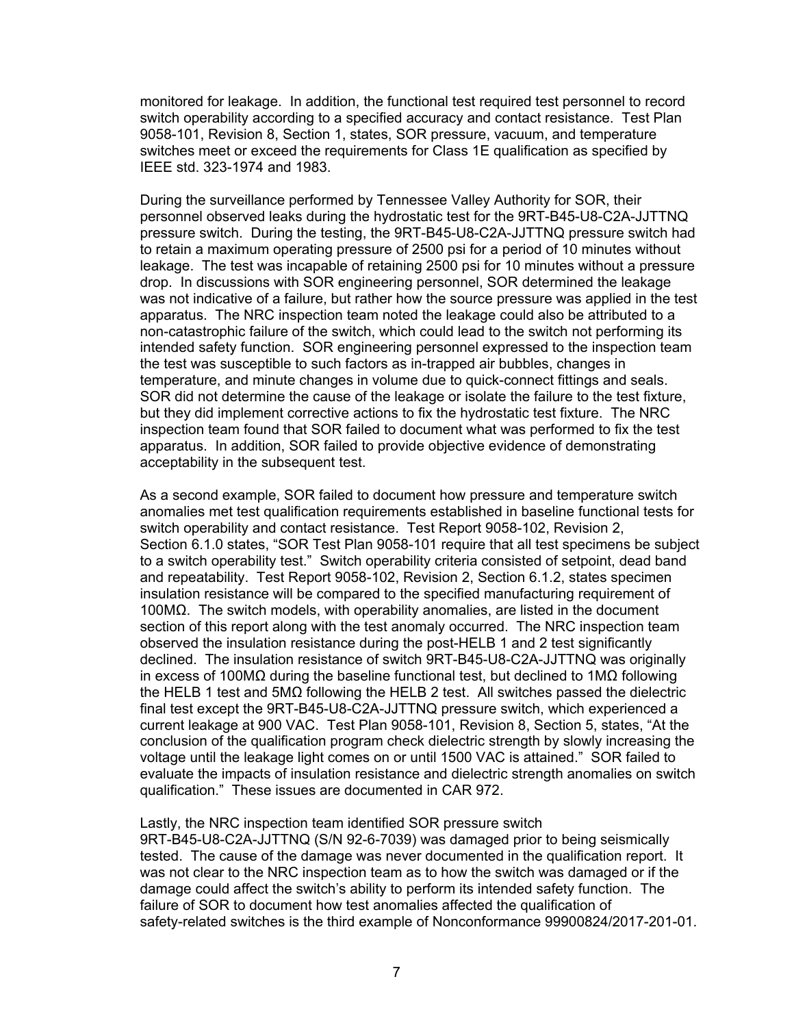monitored for leakage. In addition, the functional test required test personnel to record switch operability according to a specified accuracy and contact resistance. Test Plan 9058-101, Revision 8, Section 1, states, SOR pressure, vacuum, and temperature switches meet or exceed the requirements for Class 1E qualification as specified by IEEE std. 323-1974 and 1983.

During the surveillance performed by Tennessee Valley Authority for SOR, their personnel observed leaks during the hydrostatic test for the 9RT-B45-U8-C2A-JJTTNQ pressure switch. During the testing, the 9RT-B45-U8-C2A-JJTTNQ pressure switch had to retain a maximum operating pressure of 2500 psi for a period of 10 minutes without leakage. The test was incapable of retaining 2500 psi for 10 minutes without a pressure drop. In discussions with SOR engineering personnel, SOR determined the leakage was not indicative of a failure, but rather how the source pressure was applied in the test apparatus. The NRC inspection team noted the leakage could also be attributed to a non-catastrophic failure of the switch, which could lead to the switch not performing its intended safety function. SOR engineering personnel expressed to the inspection team the test was susceptible to such factors as in-trapped air bubbles, changes in temperature, and minute changes in volume due to quick-connect fittings and seals. SOR did not determine the cause of the leakage or isolate the failure to the test fixture, but they did implement corrective actions to fix the hydrostatic test fixture. The NRC inspection team found that SOR failed to document what was performed to fix the test apparatus. In addition, SOR failed to provide objective evidence of demonstrating acceptability in the subsequent test.

As a second example, SOR failed to document how pressure and temperature switch anomalies met test qualification requirements established in baseline functional tests for switch operability and contact resistance. Test Report 9058-102, Revision 2, Section 6.1.0 states, "SOR Test Plan 9058-101 require that all test specimens be subject to a switch operability test." Switch operability criteria consisted of setpoint, dead band and repeatability. Test Report 9058-102, Revision 2, Section 6.1.2, states specimen insulation resistance will be compared to the specified manufacturing requirement of 100MΩ. The switch models, with operability anomalies, are listed in the document section of this report along with the test anomaly occurred. The NRC inspection team observed the insulation resistance during the post-HELB 1 and 2 test significantly declined. The insulation resistance of switch 9RT-B45-U8-C2A-JJTTNQ was originally in excess of 100MΩ during the baseline functional test, but declined to 1MΩ following the HELB 1 test and 5MΩ following the HELB 2 test. All switches passed the dielectric final test except the 9RT-B45-U8-C2A-JJTTNQ pressure switch, which experienced a current leakage at 900 VAC. Test Plan 9058-101, Revision 8, Section 5, states, "At the conclusion of the qualification program check dielectric strength by slowly increasing the voltage until the leakage light comes on or until 1500 VAC is attained." SOR failed to evaluate the impacts of insulation resistance and dielectric strength anomalies on switch qualification." These issues are documented in CAR 972.

Lastly, the NRC inspection team identified SOR pressure switch 9RT-B45-U8-C2A-JJTTNQ (S/N 92-6-7039) was damaged prior to being seismically tested. The cause of the damage was never documented in the qualification report. It was not clear to the NRC inspection team as to how the switch was damaged or if the damage could affect the switch's ability to perform its intended safety function. The failure of SOR to document how test anomalies affected the qualification of safety-related switches is the third example of Nonconformance 99900824/2017-201-01.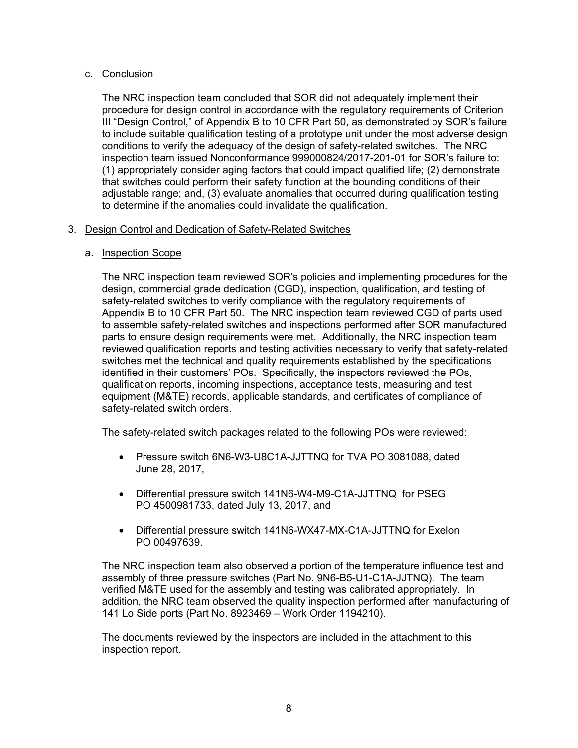c. Conclusion

The NRC inspection team concluded that SOR did not adequately implement their procedure for design control in accordance with the regulatory requirements of Criterion III "Design Control," of Appendix B to 10 CFR Part 50, as demonstrated by SOR's failure to include suitable qualification testing of a prototype unit under the most adverse design conditions to verify the adequacy of the design of safety-related switches. The NRC inspection team issued Nonconformance 99900824/2017-201-01 for SOR's failure to: (1) appropriately consider aging factors that could impact qualified life; (2) demonstrate that switches could perform their safety function at the bounding conditions of their adjustable range; and, (3) evaluate anomalies that occurred during qualification testing to determine if the anomalies could invalidate the qualification.

3. Design Control and Dedication of Safety-Related Switches

a. Inspection Scope

The NRC inspection team reviewed SOR's policies and implementing procedures for the design, commercial grade dedication (CGD), inspection, qualification, and testing of safety-related switches to verify compliance with the regulatory requirements of Appendix B to 10 CFR Part 50. The NRC inspection team reviewed CGD of parts used to assemble safety-related switches and inspections performed after SOR manufactured parts to ensure design requirements were met. Additionally, the NRC inspection team reviewed qualification reports and testing activities necessary to verify that safety-related switches met the technical and quality requirements established by the specifications identified in their customers' POs. Specifically, the inspectors reviewed the POs, qualification reports, incoming inspections, acceptance tests, measuring and test equipment (M&TE) records, applicable standards, and certificates of compliance of safety-related switch orders.

The safety-related switch packages related to the following POs were reviewed:

- Pressure switch 6N6-W3-U8C1A-JJTTNQ for TVA PO 3081088, dated June 28, 2017,
- Differential pressure switch 141N6-W4-M9-C1A-JJTTNQ for PSEG PO 4500981733, dated July 13, 2017, and
- Differential pressure switch 141N6-WX47-MX-C1A-JJTTNQ for Exelon PO 00497639.

The NRC inspection team also observed a portion of the temperature influence test and assembly of three pressure switches (Part No. 9N6-B5-U1-C1A-JJTNQ). The team verified M&TE used for the assembly and testing was calibrated appropriately. In addition, the NRC team observed the quality inspection performed after manufacturing of 141 Lo Side ports (Part No. 8923469 – Work Order 1194210).

The documents reviewed by the inspectors are included in the attachment to this inspection report.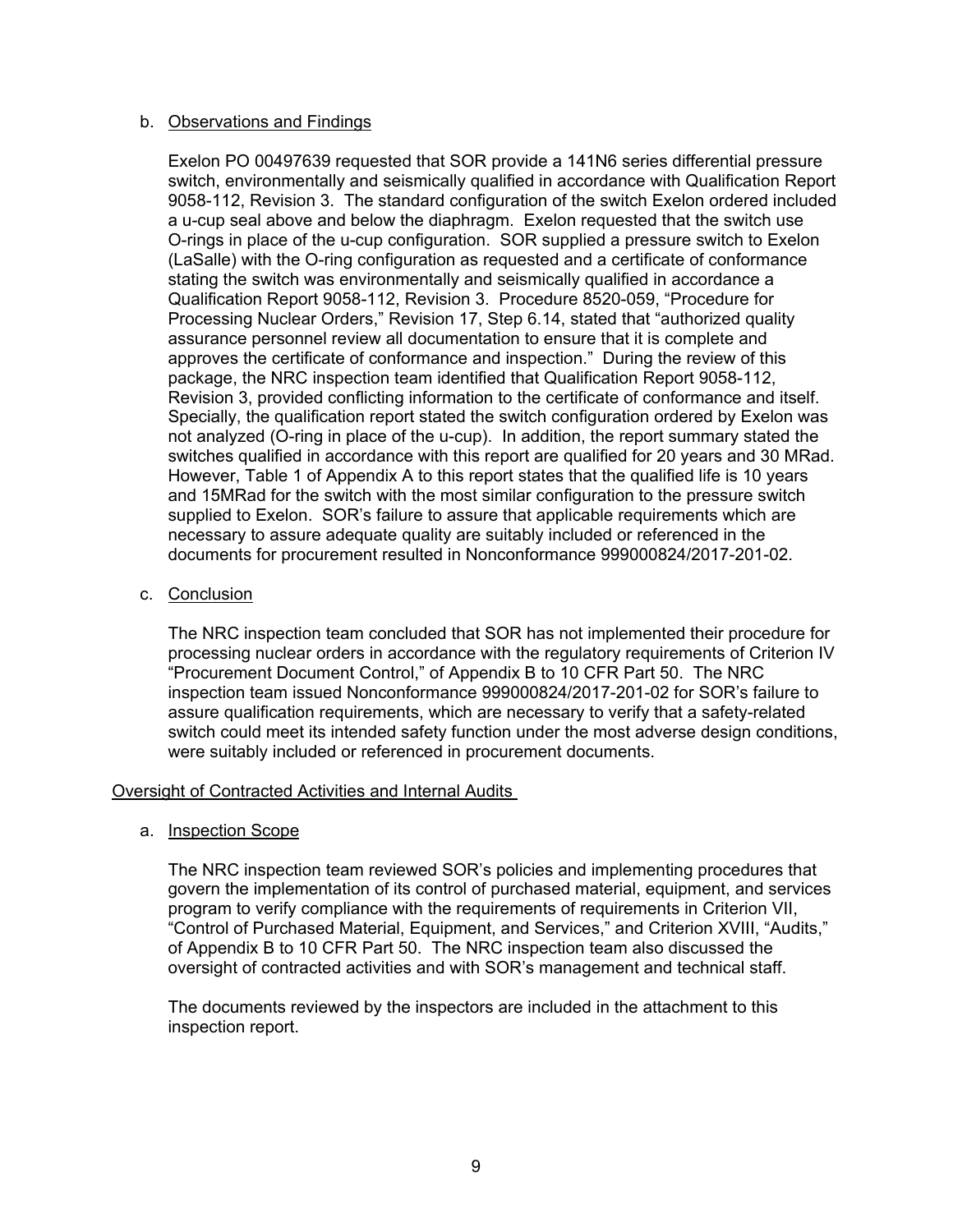b. Observations and Findings

Exelon PO 00497639 requested that SOR provide a 141N6 series differential pressure switch, environmentally and seismically qualified in accordance with Qualification Report 9058-112, Revision 3. The standard configuration of the switch Exelon ordered included a u-cup seal above and below the diaphragm. Exelon requested that the switch use O-rings in place of the u-cup configuration. SOR supplied a pressure switch to Exelon (LaSalle) with the O-ring configuration as requested and a certificate of conformance stating the switch was environmentally and seismically qualified in accordance a Qualification Report 9058-112, Revision 3. Procedure 8520-059, "Procedure for Processing Nuclear Orders," Revision 17, Step 6.14, stated that "authorized quality assurance personnel review all documentation to ensure that it is complete and approves the certificate of conformance and inspection." During the review of this package, the NRC inspection team identified that Qualification Report 9058-112, Revision 3, provided conflicting information to the certificate of conformance and itself. Specially, the qualification report stated the switch configuration ordered by Exelon was not analyzed (O-ring in place of the u-cup). In addition, the report summary stated the switches qualified in accordance with this report are qualified for 20 years and 30 MRad. However, Table 1 of Appendix A to this report states that the qualified life is 10 years and 15MRad for the switch with the most similar configuration to the pressure switch supplied to Exelon. SOR's failure to assure that applicable requirements which are necessary to assure adequate quality are suitably included or referenced in the documents for procurement resulted in Nonconformance 999000824/2017-201-02.

c. Conclusion

The NRC inspection team concluded that SOR has not implemented their procedure for processing nuclear orders in accordance with the regulatory requirements of Criterion IV "Procurement Document Control," of Appendix B to 10 CFR Part 50. The NRC inspection team issued Nonconformance 999000824/2017-201-02 for SOR's failure to assure qualification requirements, which are necessary to verify that a safety-related switch could meet its intended safety function under the most adverse design conditions, were suitably included or referenced in procurement documents.

Oversight of Contracted Activities and Internal Audits

a. Inspection Scope

The NRC inspection team reviewed SOR's policies and implementing procedures that govern the implementation of its control of purchased material, equipment, and services program to verify compliance with the requirements of requirements in Criterion VII, "Control of Purchased Material, Equipment, and Services," and Criterion XVIII, "Audits," of Appendix B to 10 CFR Part 50. The NRC inspection team also discussed the oversight of contracted activities and with SOR's management and technical staff.

The documents reviewed by the inspectors are included in the attachment to this inspection report.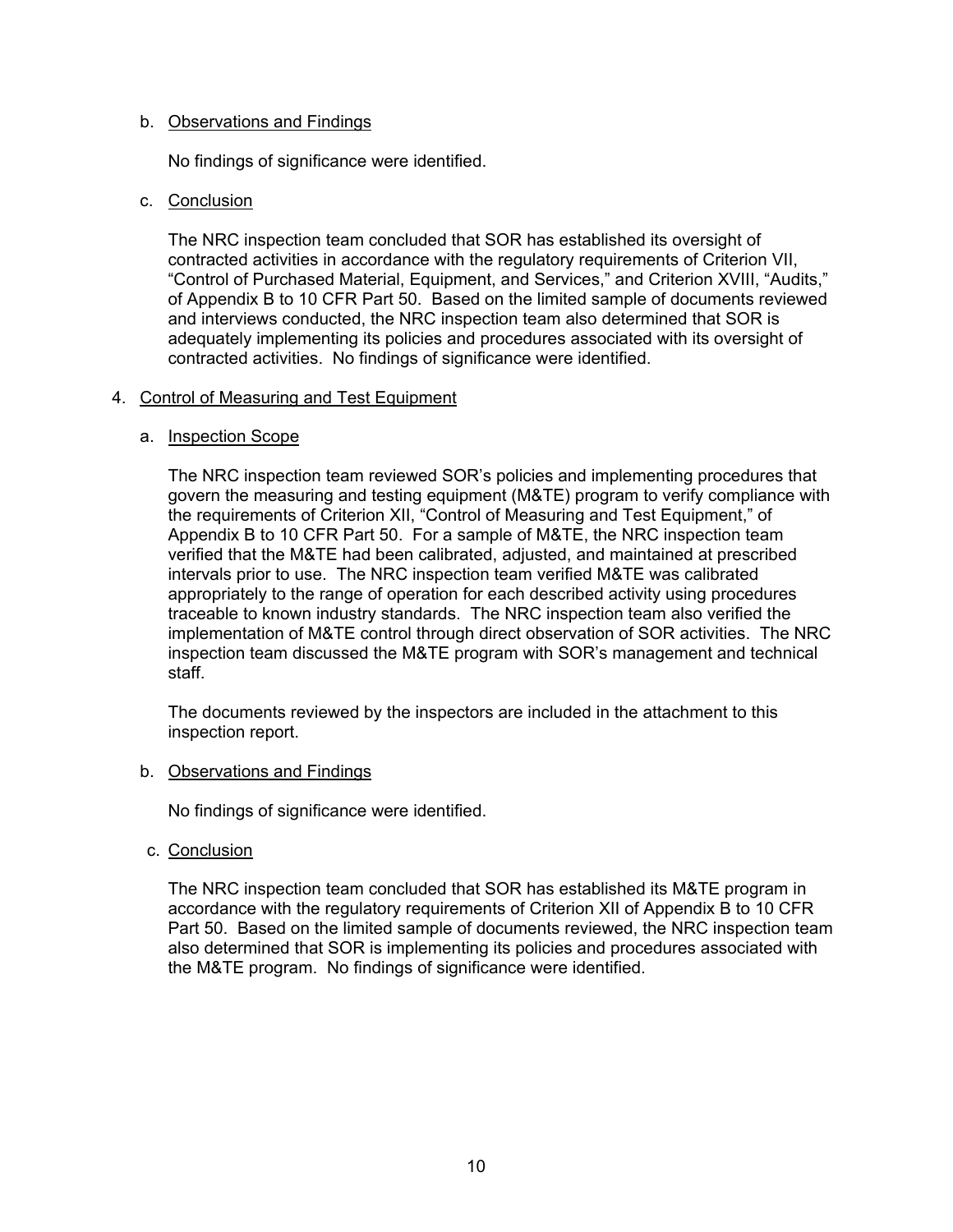b. Observations and Findings

No findings of significance were identified.

c. Conclusion

The NRC inspection team concluded that SOR has established its oversight of contracted activities in accordance with the regulatory requirements of Criterion VII, "Control of Purchased Material, Equipment, and Services," and Criterion XVIII, "Audits," of Appendix B to 10 CFR Part 50. Based on the limited sample of documents reviewed and interviews conducted, the NRC inspection team also determined that SOR is adequately implementing its policies and procedures associated with its oversight of contracted activities. No findings of significance were identified.

4. Control of Measuring and Test Equipment

a. Inspection Scope

The NRC inspection team reviewed SOR's policies and implementing procedures that govern the measuring and testing equipment (M&TE) program to verify compliance with the requirements of Criterion XII, "Control of Measuring and Test Equipment," of Appendix B to 10 CFR Part 50. For a sample of M&TE, the NRC inspection team verified that the M&TE had been calibrated, adjusted, and maintained at prescribed intervals prior to use. The NRC inspection team verified M&TE was calibrated appropriately to the range of operation for each described activity using procedures traceable to known industry standards. The NRC inspection team also verified the implementation of M&TE control through direct observation of SOR activities. The NRC inspection team discussed the M&TE program with SOR's management and technical staff.

The documents reviewed by the inspectors are included in the attachment to this inspection report.

b. Observations and Findings

No findings of significance were identified.

c. Conclusion

The NRC inspection team concluded that SOR has established its M&TE program in accordance with the regulatory requirements of Criterion XII of Appendix B to 10 CFR Part 50. Based on the limited sample of documents reviewed, the NRC inspection team also determined that SOR is implementing its policies and procedures associated with the M&TE program. No findings of significance were identified.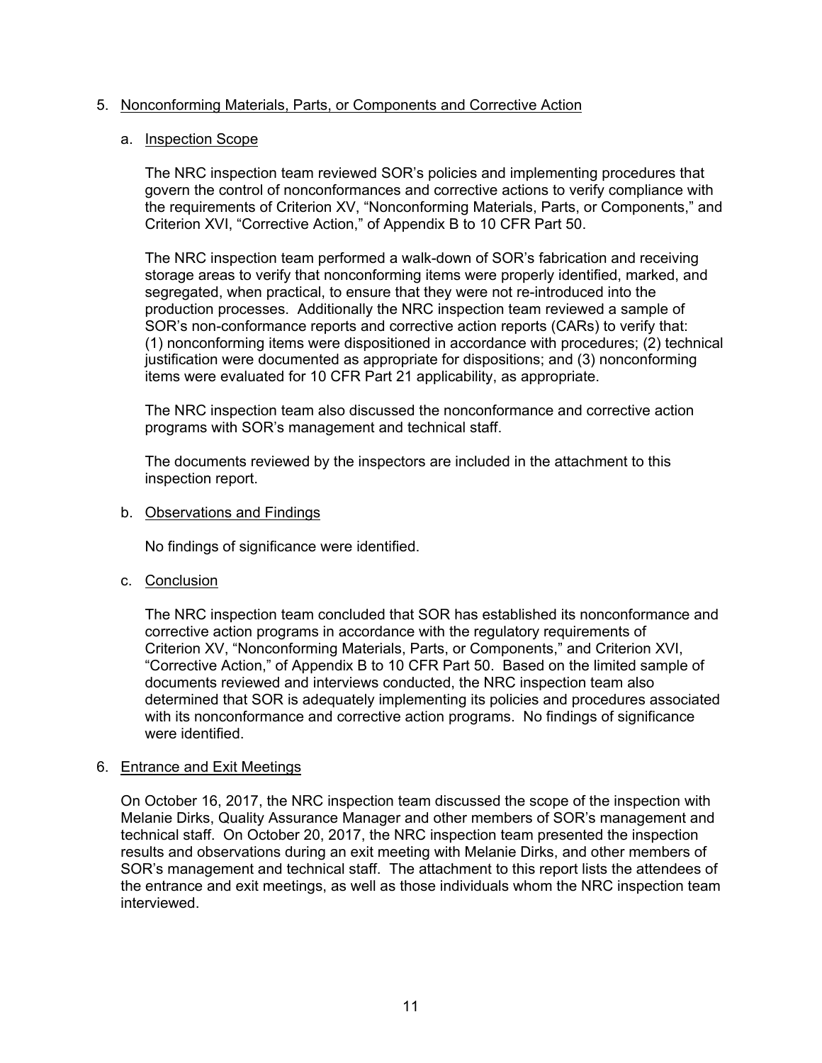## 5. Nonconforming Materials, Parts, or Components and Corrective Action

### a. Inspection Scope

The NRC inspection team reviewed SOR's policies and implementing procedures that govern the control of nonconformances and corrective actions to verify compliance with the requirements of Criterion XV, "Nonconforming Materials, Parts, or Components," and Criterion XVI, "Corrective Action," of Appendix B to 10 CFR Part 50.

The NRC inspection team performed a walk-down of SOR's fabrication and receiving storage areas to verify that nonconforming items were properly identified, marked, and segregated, when practical, to ensure that they were not re-introduced into the production processes. Additionally the NRC inspection team reviewed a sample of SOR's non-conformance reports and corrective action reports (CARs) to verify that: (1) nonconforming items were dispositioned in accordance with procedures; (2) technical justification were documented as appropriate for dispositions; and (3) nonconforming items were evaluated for 10 CFR Part 21 applicability, as appropriate.

The NRC inspection team also discussed the nonconformance and corrective action programs with SOR's management and technical staff.

The documents reviewed by the inspectors are included in the attachment to this inspection report.

### b. Observations and Findings

No findings of significance were identified.

### c. Conclusion

The NRC inspection team concluded that SOR has established its nonconformance and corrective action programs in accordance with the regulatory requirements of Criterion XV, "Nonconforming Materials, Parts, or Components," and Criterion XVI, "Corrective Action," of Appendix B to 10 CFR Part 50. Based on the limited sample of documents reviewed and interviews conducted, the NRC inspection team also determined that SOR is adequately implementing its policies and procedures associated with its nonconformance and corrective action programs. No findings of significance were identified.

## 6. Entrance and Exit Meetings

On October 16, 2017, the NRC inspection team discussed the scope of the inspection with Melanie Dirks, Quality Assurance Manager and other members of SOR's management and technical staff. On October 20, 2017, the NRC inspection team presented the inspection results and observations during an exit meeting with Melanie Dirks, and other members of SOR's management and technical staff. The attachment to this report lists the attendees of the entrance and exit meetings, as well as those individuals whom the NRC inspection team interviewed.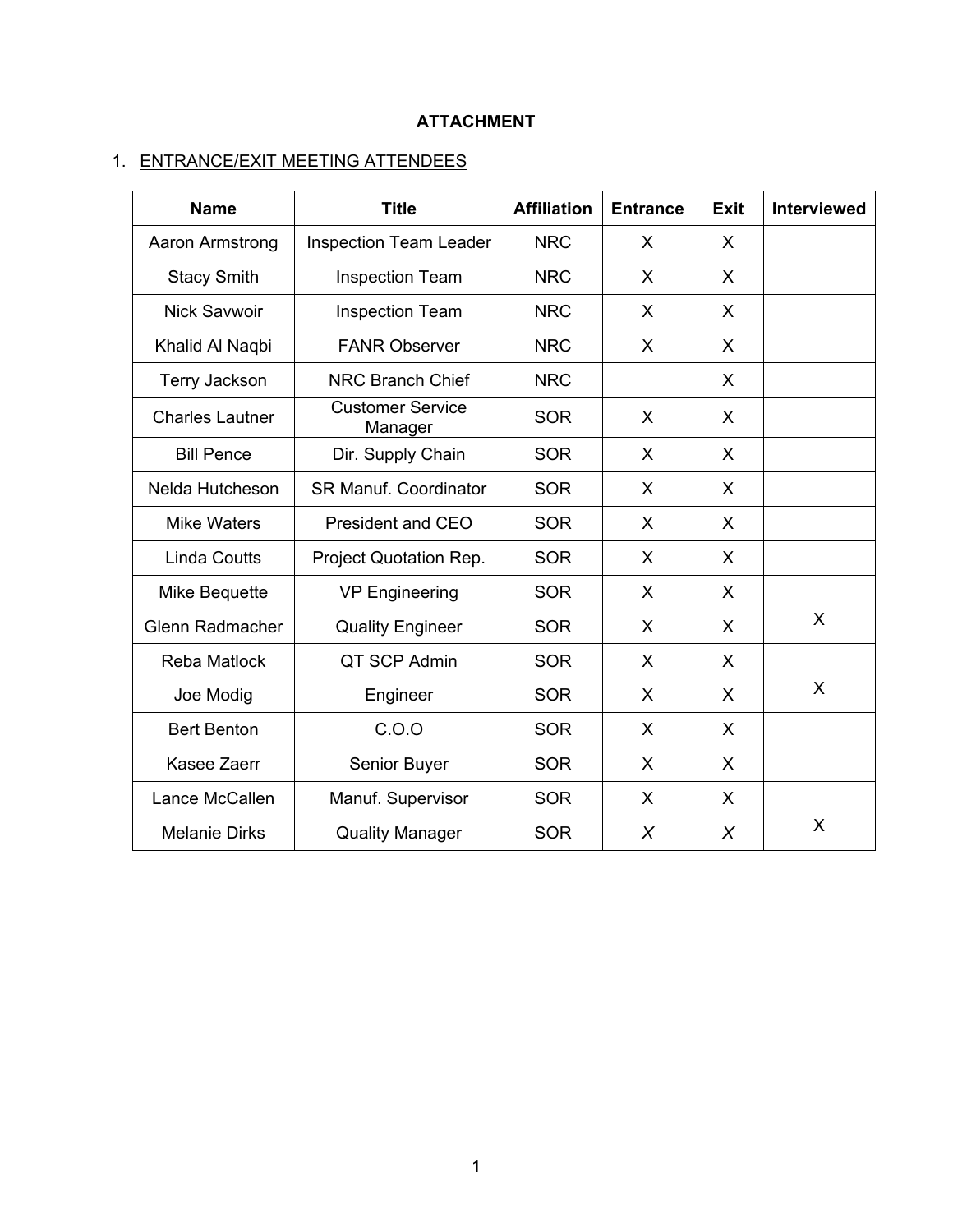**ATTACHMENT**

1. ENTRANCE/EXIT MEETING ATTENDEES

| Name | Title | Affiliation | Entrance | Exit | Interviewed |
|---|---|---|---|---|---|
| Aaron Armstrong | Inspection Team Leader | NRC | X | X | |
| Stacy Smith | Inspection Team | NRC | X | X | |
| Nick Savwoir | Inspection Team | NRC | X | X | |
| Khalid Al Naqbi | FANR Observer | NRC | X | X | |
| Terry Jackson | NRC Branch Chief | NRC | | X | |
| Charles Lautner | Customer Service Manager | SOR | X | X | |
| Bill Pence | Dir. Supply Chain | SOR | X | X | |
| Nelda Hutcheson | SR Manuf. Coordinator | SOR | X | X | |
| Mike Waters | President and CEO | SOR | X | X | |
| Linda Coutts | Project Quotation Rep. | SOR | X | X | |
| Mike Bequette | VP Engineering | SOR | X | X | |
| Glenn Radmacher | Quality Engineer | SOR | X | X | X |
| Reba Matlock | QT SCP Admin | SOR | X | X | |
| Joe Modig | Engineer | SOR | X | X | X |
| Bert Benton | C.O.O | SOR | X | X | |
| Kasee Zaerr | Senior Buyer | SOR | X | X | |
| Lance McCallen | Manuf. Supervisor | SOR | X | X | |
| Melanie Dirks | Quality Manager | SOR | X | X | X |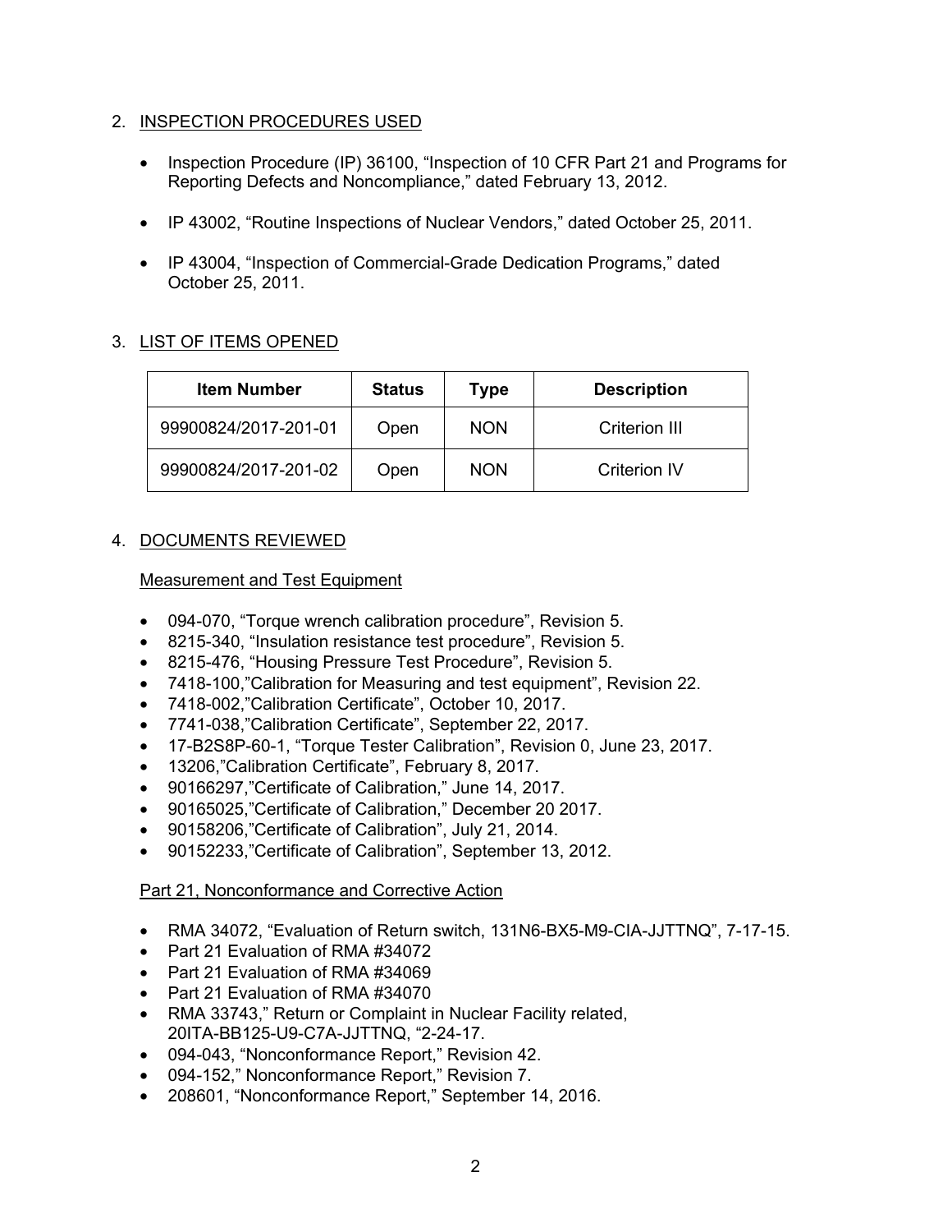2. INSPECTION PROCEDURES USED

- Inspection Procedure (IP) 36100, "Inspection of 10 CFR Part 21 and Programs for Reporting Defects and Noncompliance," dated February 13, 2012.
- IP 43002, "Routine Inspections of Nuclear Vendors," dated October 25, 2011.
- IP 43004, "Inspection of Commercial-Grade Dedication Programs," dated October 25, 2011.

3. LIST OF ITEMS OPENED

| Item Number | Status | Type | Description |
|---|---|---|---|
| 99900824/2017-201-01 | Open | NON | Criterion III |
| 99900824/2017-201-02 | Open | NON | Criterion IV |

4. DOCUMENTS REVIEWED

Measurement and Test Equipment

- 094-070, "Torque wrench calibration procedure", Revision 5.
- 8215-340, "Insulation resistance test procedure", Revision 5.
- 8215-476, "Housing Pressure Test Procedure", Revision 5.
- 7418-100,"Calibration for Measuring and test equipment", Revision 22.
- 7418-002,"Calibration Certificate", October 10, 2017.
- 7741-038,"Calibration Certificate", September 22, 2017.
- 17-B2S8P-60-1, "Torque Tester Calibration", Revision 0, June 23, 2017.
- 13206,"Calibration Certificate", February 8, 2017.
- 90166297,"Certificate of Calibration," June 14, 2017.
- 90165025,"Certificate of Calibration," December 20 2017.
- 90158206,"Certificate of Calibration", July 21, 2014.
- 90152233,"Certificate of Calibration", September 13, 2012.

Part 21, Nonconformance and Corrective Action

- RMA 34072, "Evaluation of Return switch, 131N6-BX5-M9-CIA-JJTTNQ", 7-17-15.
- Part 21 Evaluation of RMA #34072
- Part 21 Evaluation of RMA #34069
- Part 21 Evaluation of RMA #34070
- RMA 33743," Return or Complaint in Nuclear Facility related, 20ITA-BB125-U9-C7A-JJTTNQ, "2-24-17.
- 094-043, "Nonconformance Report," Revision 42.
- 094-152," Nonconformance Report," Revision 7.
- 208601, "Nonconformance Report," September 14, 2016.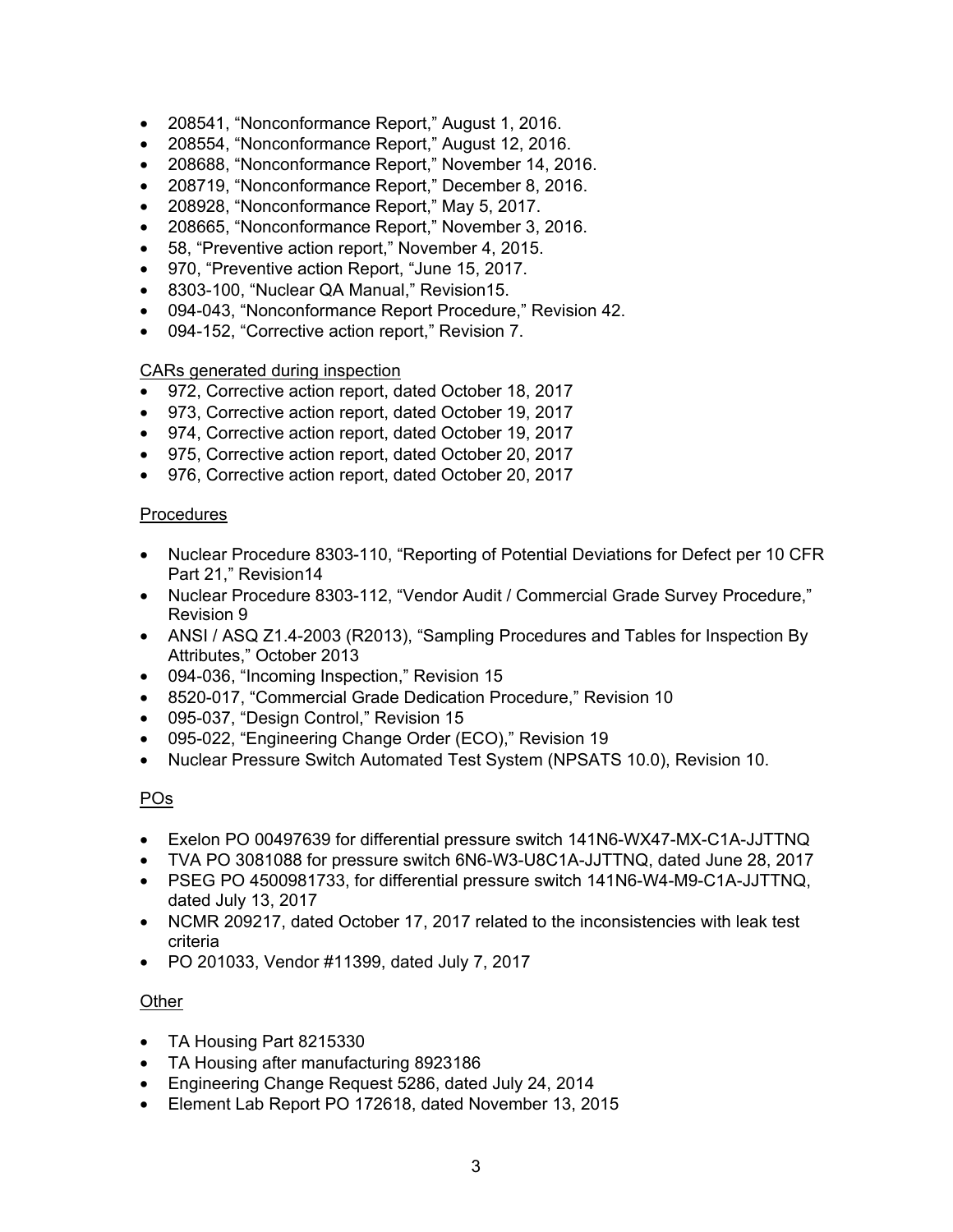- 208541, “Nonconformance Report,” August 1, 2016.
- 208554, “Nonconformance Report,” August 12, 2016.
- 208688, “Nonconformance Report,” November 14, 2016.
- 208719, “Nonconformance Report,” December 8, 2016.
- 208928, “Nonconformance Report,” May 5, 2017.
- 208665, “Nonconformance Report,” November 3, 2016.
- 58, “Preventive action report,” November 4, 2015.
- 970, “Preventive action Report, “June 15, 2017.
- 8303-100, “Nuclear QA Manual,” Revision15.
- 094-043, “Nonconformance Report Procedure,” Revision 42.
- 094-152, “Corrective action report,” Revision 7.

CARs generated during inspection

- 972, Corrective action report, dated October 18, 2017
- 973, Corrective action report, dated October 19, 2017
- 974, Corrective action report, dated October 19, 2017
- 975, Corrective action report, dated October 20, 2017
- 976, Corrective action report, dated October 20, 2017

Procedures

- Nuclear Procedure 8303-110, “Reporting of Potential Deviations for Defect per 10 CFR Part 21,” Revision14
- Nuclear Procedure 8303-112, “Vendor Audit / Commercial Grade Survey Procedure,” Revision 9
- ANSI / ASQ Z1.4-2003 (R2013), “Sampling Procedures and Tables for Inspection By Attributes,” October 2013
- 094-036, “Incoming Inspection,” Revision 15
- 8520-017, “Commercial Grade Dedication Procedure,” Revision 10
- 095-037, “Design Control,” Revision 15
- 095-022, “Engineering Change Order (ECO),” Revision 19
- Nuclear Pressure Switch Automated Test System (NPSATS 10.0), Revision 10.

POs

- Exelon PO 00497639 for differential pressure switch 141N6-WX47-MX-C1A-JJTTNQ
- TVA PO 3081088 for pressure switch 6N6-W3-U8C1A-JJTTNQ, dated June 28, 2017
- PSEG PO 4500981733, for differential pressure switch 141N6-W4-M9-C1A-JJTTNQ, dated July 13, 2017
- NCMR 209217, dated October 17, 2017 related to the inconsistencies with leak test criteria
- PO 201033, Vendor #11399, dated July 7, 2017

Other

- TA Housing Part 8215330
- TA Housing after manufacturing 8923186
- Engineering Change Request 5286, dated July 24, 2014
- Element Lab Report PO 172618, dated November 13, 2015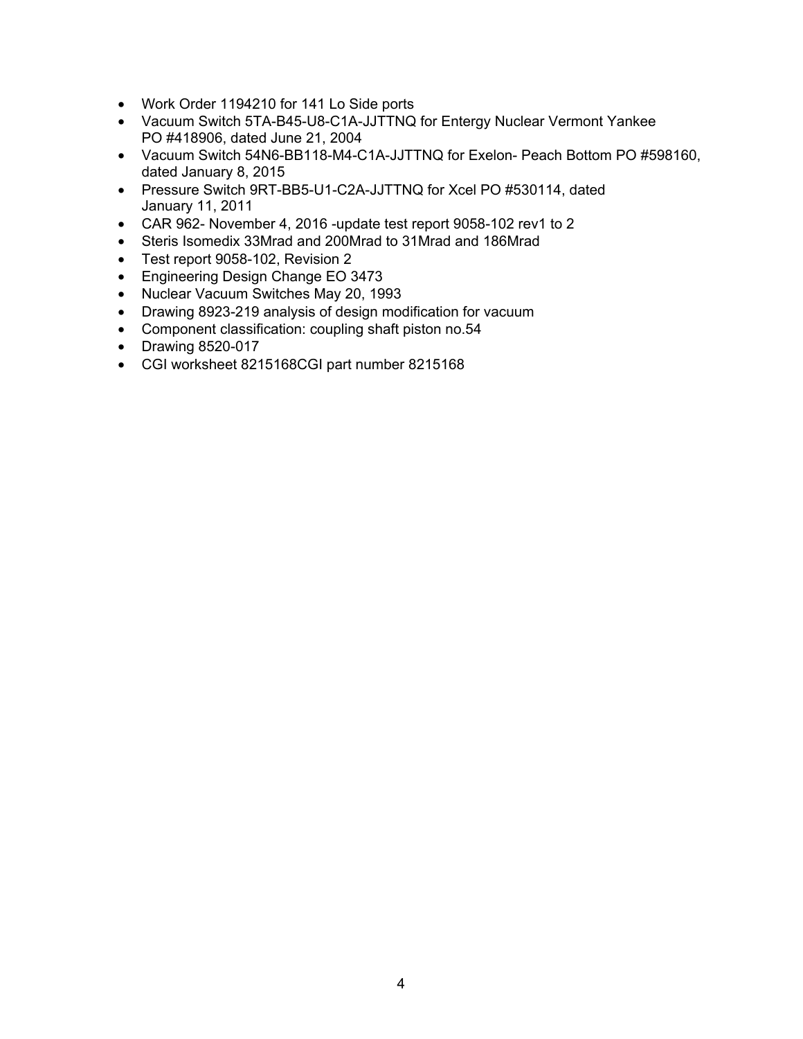- Work Order 1194210 for 141 Lo Side ports
- Vacuum Switch 5TA-B45-U8-C1A-JJTTNQ for Entergy Nuclear Vermont Yankee PO #418906, dated June 21, 2004
- Vacuum Switch 54N6-BB118-M4-C1A-JJTTNQ for Exelon- Peach Bottom PO #598160, dated January 8, 2015
- Pressure Switch 9RT-BB5-U1-C2A-JJTTNQ for Xcel PO #530114, dated January 11, 2011
- CAR 962- November 4, 2016 -update test report 9058-102 rev1 to 2
- Steris Isomedix 33Mrad and 200Mrad to 31Mrad and 186Mrad
- Test report 9058-102, Revision 2
- Engineering Design Change EO 3473
- Nuclear Vacuum Switches May 20, 1993
- Drawing 8923-219 analysis of design modification for vacuum
- Component classification: coupling shaft piston no.54
- Drawing 8520-017
- CGI worksheet 8215168CGI part number 8215168